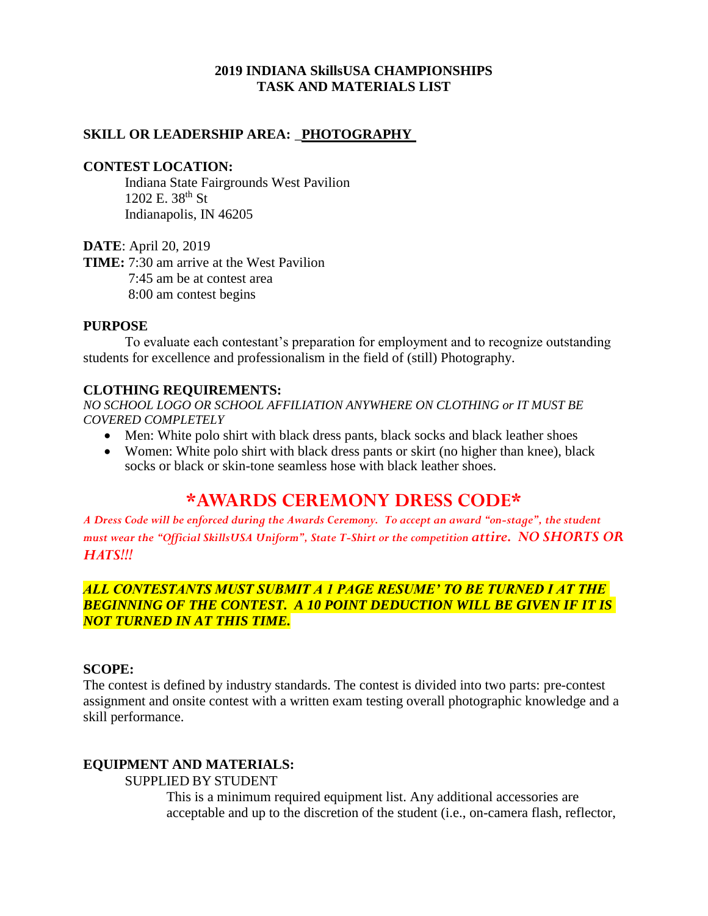# 2019 INDIANA SkillsUSA CHAMPIONSHIPS
# TASK AND MATERIALS LIST

**SKILL OR LEADERSHIP AREA:** _**PHOTOGRAPHY**_

**CONTEST LOCATION:**

Indiana State Fairgrounds West Pavilion
1202 E. 38th St
Indianapolis, IN 46205

**DATE**: April 20, 2019
**TIME:** 7:30 am arrive at the West Pavilion
7:45 am be at contest area
8:00 am contest begins

**PURPOSE**

To evaluate each contestant's preparation for employment and to recognize outstanding students for excellence and professionalism in the field of (still) Photography.

**CLOTHING REQUIREMENTS:**

*NO SCHOOL LOGO OR SCHOOL AFFILIATION ANYWHERE ON CLOTHING or IT MUST BE COVERED COMPLETELY*

- Men: White polo shirt with black dress pants, black socks and black leather shoes
- Women: White polo shirt with black dress pants or skirt (no higher than knee), black socks or black or skin-tone seamless hose with black leather shoes.

## *AWARDS CEREMONY DRESS CODE*

*A Dress Code will be enforced during the Awards Ceremony. To accept an award "on-stage", the student must wear the "Official SkillsUSA Uniform", State T-Shirt or the competition attire. NO SHORTS OR HATS!!!*

***ALL CONTESTANTS MUST SUBMIT A 1 PAGE RESUME' TO BE TURNED I AT THE BEGINNING OF THE CONTEST. A 10 POINT DEDUCTION WILL BE GIVEN IF IT IS NOT TURNED IN AT THIS TIME.***

**SCOPE:**

The contest is defined by industry standards. The contest is divided into two parts: pre-contest assignment and onsite contest with a written exam testing overall photographic knowledge and a skill performance.

**EQUIPMENT AND MATERIALS:**

SUPPLIED BY STUDENT

This is a minimum required equipment list. Any additional accessories are acceptable and up to the discretion of the student (i.e., on-camera flash, reflector,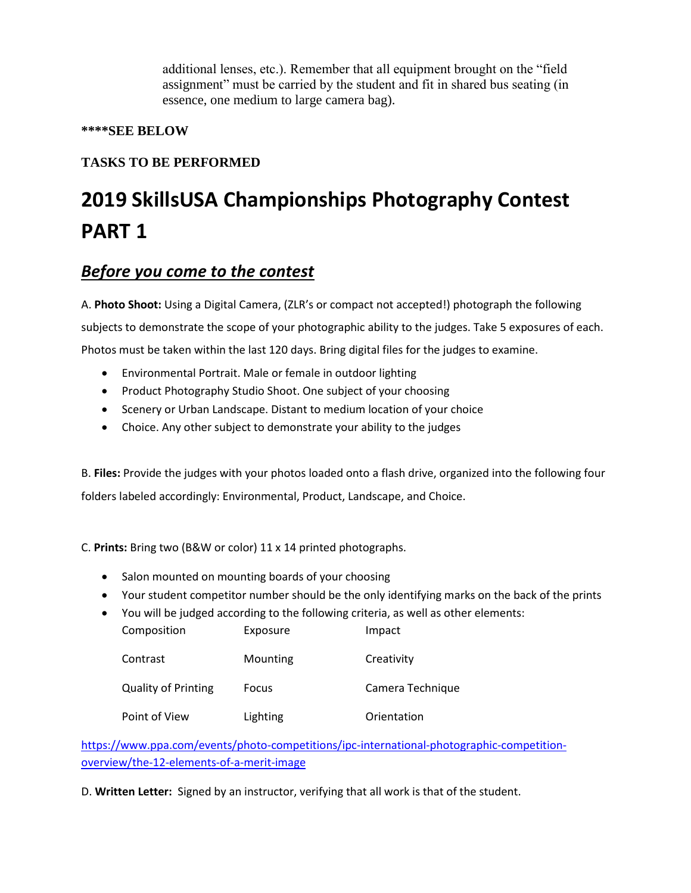additional lenses, etc.). Remember that all equipment brought on the "field assignment" must be carried by the student and fit in shared bus seating (in essence, one medium to large camera bag).

**\*\*\*\*SEE BELOW**

**TASKS TO BE PERFORMED**

# 2019 SkillsUSA Championships Photography Contest PART 1

## ***<u>Before you come to the contest</u>***

A. **Photo Shoot:** Using a Digital Camera, (ZLR's or compact not accepted!) photograph the following subjects to demonstrate the scope of your photographic ability to the judges. Take 5 exposures of each. Photos must be taken within the last 120 days. Bring digital files for the judges to examine.

- Environmental Portrait. Male or female in outdoor lighting
- Product Photography Studio Shoot. One subject of your choosing
- Scenery or Urban Landscape. Distant to medium location of your choice
- Choice. Any other subject to demonstrate your ability to the judges

B. **Files:** Provide the judges with your photos loaded onto a flash drive, organized into the following four folders labeled accordingly: Environmental, Product, Landscape, and Choice.

C. **Prints:** Bring two (B&W or color) 11 x 14 printed photographs.

- Salon mounted on mounting boards of your choosing
- Your student competitor number should be the only identifying marks on the back of the prints
- You will be judged according to the following criteria, as well as other elements:

| | | |
|---|---|---|
| Composition | Exposure | Impact |
| Contrast | Mounting | Creativity |
| Quality of Printing | Focus | Camera Technique |
| Point of View | Lighting | Orientation |

https://www.ppa.com/events/photo-competitions/ipc-international-photographic-competition-overview/the-12-elements-of-a-merit-image

D. **Written Letter:** Signed by an instructor, verifying that all work is that of the student.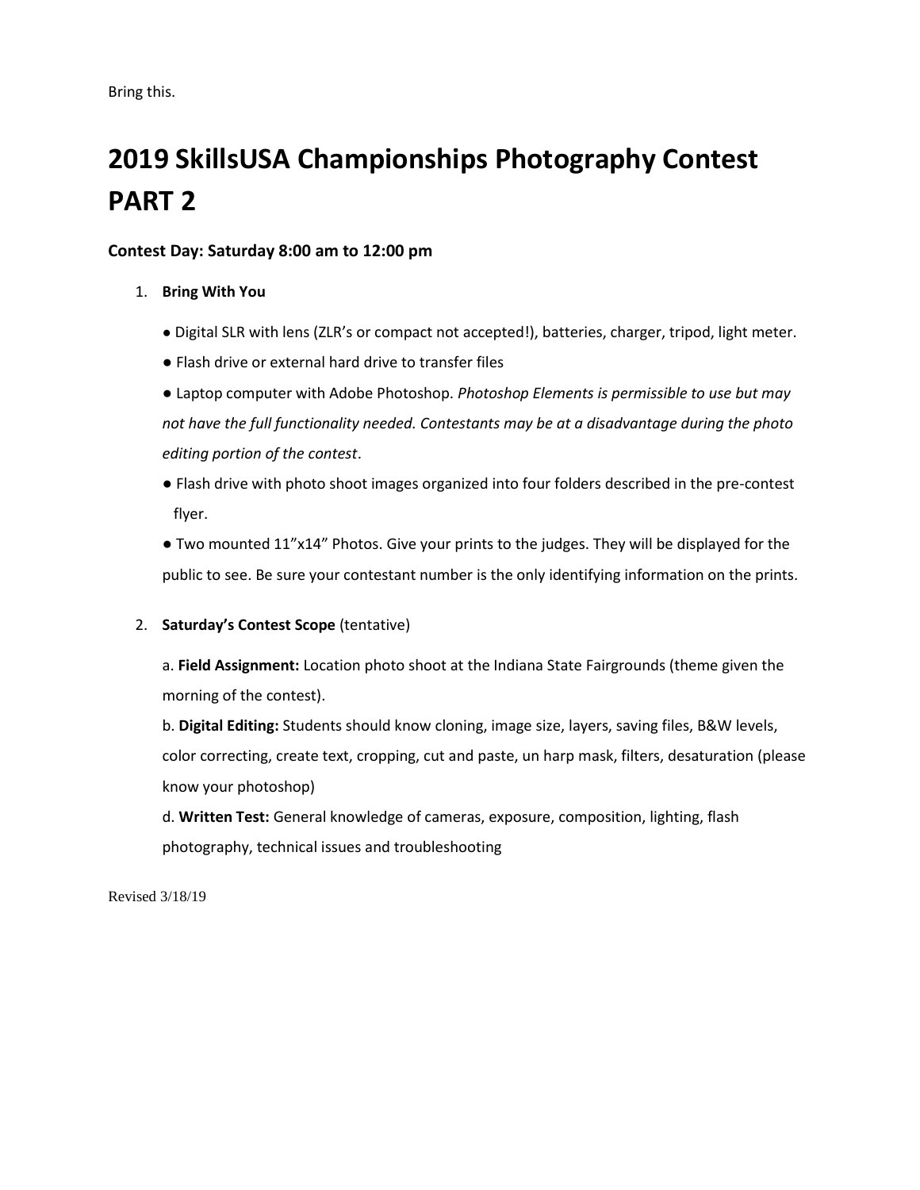Bring this.

# 2019 SkillsUSA Championships Photography Contest PART 2

### Contest Day: Saturday 8:00 am to 12:00 pm

1. **Bring With You**

   ● Digital SLR with lens (ZLR's or compact not accepted!), batteries, charger, tripod, light meter.

   ● Flash drive or external hard drive to transfer files

   ● Laptop computer with Adobe Photoshop. *Photoshop Elements is permissible to use but may not have the full functionality needed. Contestants may be at a disadvantage during the photo editing portion of the contest*.

   ● Flash drive with photo shoot images organized into four folders described in the pre-contest flyer.

   ● Two mounted 11"x14" Photos. Give your prints to the judges. They will be displayed for the public to see. Be sure your contestant number is the only identifying information on the prints.

2. **Saturday's Contest Scope** (tentative)

   a. **Field Assignment:** Location photo shoot at the Indiana State Fairgrounds (theme given the morning of the contest).

   b. **Digital Editing:** Students should know cloning, image size, layers, saving files, B&W levels, color correcting, create text, cropping, cut and paste, un harp mask, filters, desaturation (please know your photoshop)

   d. **Written Test:** General knowledge of cameras, exposure, composition, lighting, flash photography, technical issues and troubleshooting

Revised 3/18/19